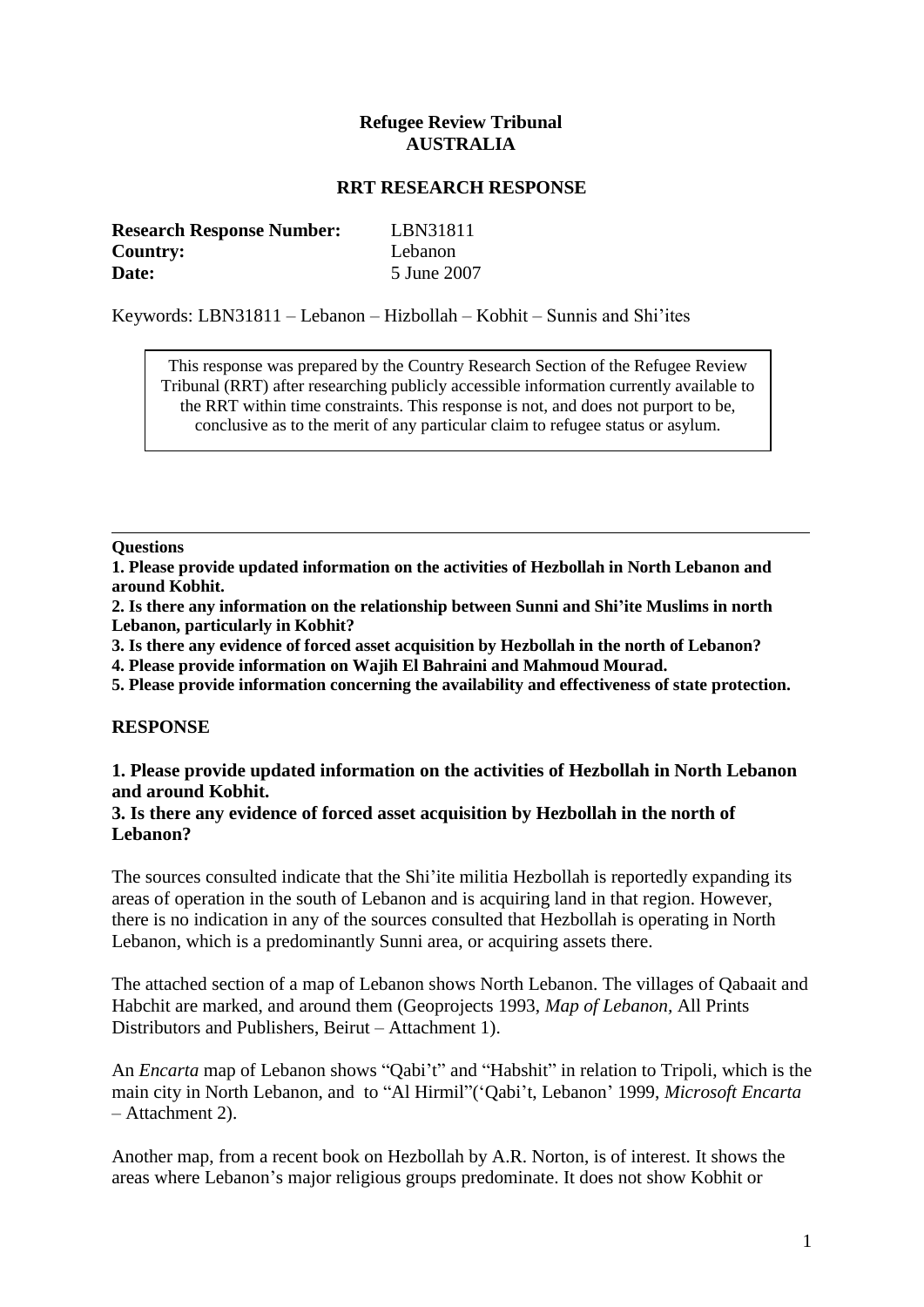**Refugee Review Tribunal**
**AUSTRALIA**

**RRT RESEARCH RESPONSE**

| | |
|---|---|
| **Research Response Number:** | LBN31811 |
| **Country:** | Lebanon |
| **Date:** | 5 June 2007 |

Keywords: LBN31811 – Lebanon – Hizbollah – Kobhit – Sunnis and Shi'ites

> This response was prepared by the Country Research Section of the Refugee Review Tribunal (RRT) after researching publicly accessible information currently available to the RRT within time constraints. This response is not, and does not purport to be, conclusive as to the merit of any particular claim to refugee status or asylum.

---

**Questions**

**1. Please provide updated information on the activities of Hezbollah in North Lebanon and around Kobhit.**

**2. Is there any information on the relationship between Sunni and Shi'ite Muslims in north Lebanon, particularly in Kobhit?**

**3. Is there any evidence of forced asset acquisition by Hezbollah in the north of Lebanon?**

**4. Please provide information on Wajih El Bahraini and Mahmoud Mourad.**

**5. Please provide information concerning the availability and effectiveness of state protection.**

## RESPONSE

### 1. Please provide updated information on the activities of Hezbollah in North Lebanon and around Kobhit.

### 3. Is there any evidence of forced asset acquisition by Hezbollah in the north of Lebanon?

The sources consulted indicate that the Shi'ite militia Hezbollah is reportedly expanding its areas of operation in the south of Lebanon and is acquiring land in that region. However, there is no indication in any of the sources consulted that Hezbollah is operating in North Lebanon, which is a predominantly Sunni area, or acquiring assets there.

The attached section of a map of Lebanon shows North Lebanon. The villages of Qabaait and Habchit are marked, and around them (Geoprojects 1993, *Map of Lebanon*, All Prints Distributors and Publishers, Beirut – Attachment 1).

An *Encarta* map of Lebanon shows "Qabi't" and "Habshit" in relation to Tripoli, which is the main city in North Lebanon, and to "Al Hirmil"('Qabi't, Lebanon' 1999, *Microsoft Encarta* – Attachment 2).

Another map, from a recent book on Hezbollah by A.R. Norton, is of interest. It shows the areas where Lebanon's major religious groups predominate. It does not show Kobhit or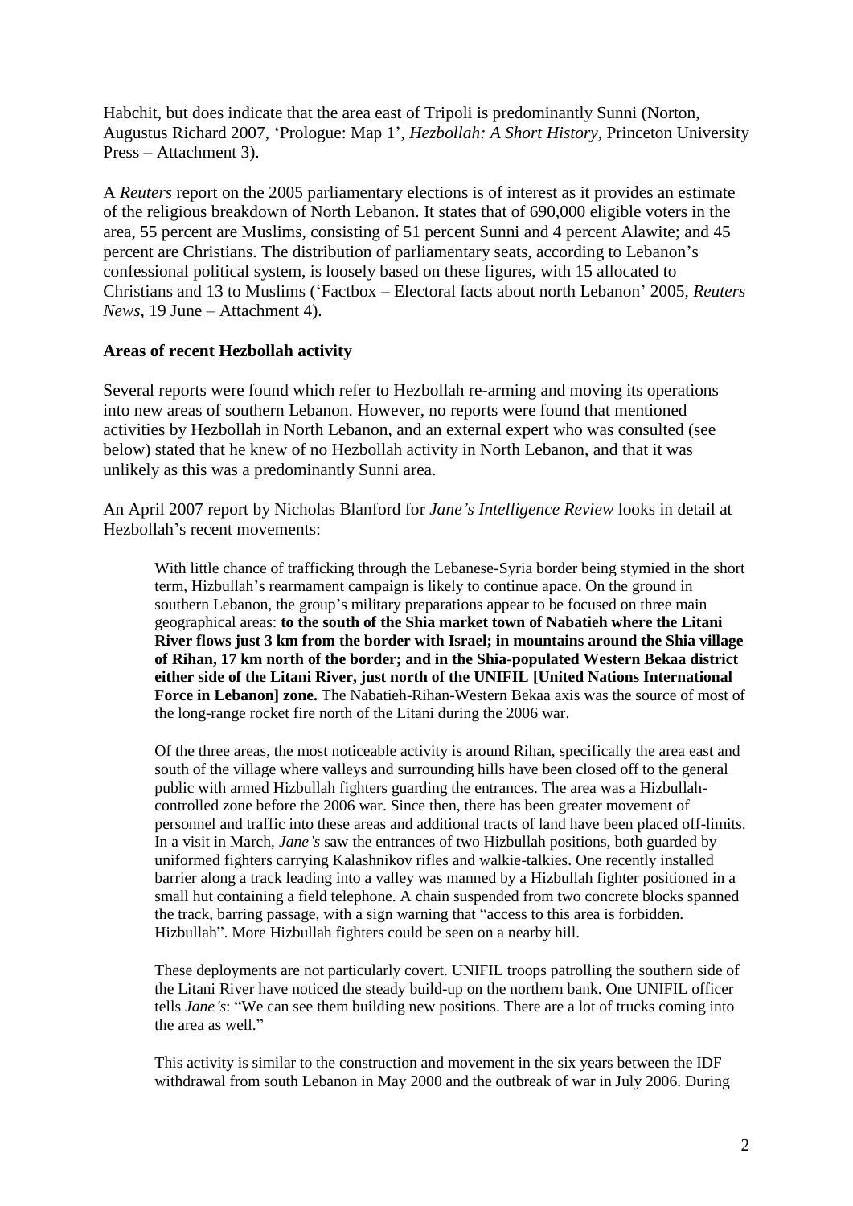Habchit, but does indicate that the area east of Tripoli is predominantly Sunni (Norton, Augustus Richard 2007, 'Prologue: Map 1', *Hezbollah: A Short History*, Princeton University Press – Attachment 3).

A *Reuters* report on the 2005 parliamentary elections is of interest as it provides an estimate of the religious breakdown of North Lebanon. It states that of 690,000 eligible voters in the area, 55 percent are Muslims, consisting of 51 percent Sunni and 4 percent Alawite; and 45 percent are Christians. The distribution of parliamentary seats, according to Lebanon's confessional political system, is loosely based on these figures, with 15 allocated to Christians and 13 to Muslims ('Factbox – Electoral facts about north Lebanon' 2005, *Reuters News*, 19 June – Attachment 4).

**Areas of recent Hezbollah activity**

Several reports were found which refer to Hezbollah re-arming and moving its operations into new areas of southern Lebanon. However, no reports were found that mentioned activities by Hezbollah in North Lebanon, and an external expert who was consulted (see below) stated that he knew of no Hezbollah activity in North Lebanon, and that it was unlikely as this was a predominantly Sunni area.

An April 2007 report by Nicholas Blanford for *Jane's Intelligence Review* looks in detail at Hezbollah's recent movements:

> With little chance of trafficking through the Lebanese-Syria border being stymied in the short term, Hizbullah's rearmament campaign is likely to continue apace. On the ground in southern Lebanon, the group's military preparations appear to be focused on three main geographical areas: **to the south of the Shia market town of Nabatieh where the Litani River flows just 3 km from the border with Israel; in mountains around the Shia village of Rihan, 17 km north of the border; and in the Shia-populated Western Bekaa district either side of the Litani River, just north of the UNIFIL [United Nations International Force in Lebanon] zone.** The Nabatieh-Rihan-Western Bekaa axis was the source of most of the long-range rocket fire north of the Litani during the 2006 war.
>
> Of the three areas, the most noticeable activity is around Rihan, specifically the area east and south of the village where valleys and surrounding hills have been closed off to the general public with armed Hizbullah fighters guarding the entrances. The area was a Hizbullah-controlled zone before the 2006 war. Since then, there has been greater movement of personnel and traffic into these areas and additional tracts of land have been placed off-limits. In a visit in March, *Jane's* saw the entrances of two Hizbullah positions, both guarded by uniformed fighters carrying Kalashnikov rifles and walkie-talkies. One recently installed barrier along a track leading into a valley was manned by a Hizbullah fighter positioned in a small hut containing a field telephone. A chain suspended from two concrete blocks spanned the track, barring passage, with a sign warning that "access to this area is forbidden. Hizbullah". More Hizbullah fighters could be seen on a nearby hill.
>
> These deployments are not particularly covert. UNIFIL troops patrolling the southern side of the Litani River have noticed the steady build-up on the northern bank. One UNIFIL officer tells *Jane's*: "We can see them building new positions. There are a lot of trucks coming into the area as well."
>
> This activity is similar to the construction and movement in the six years between the IDF withdrawal from south Lebanon in May 2000 and the outbreak of war in July 2006. During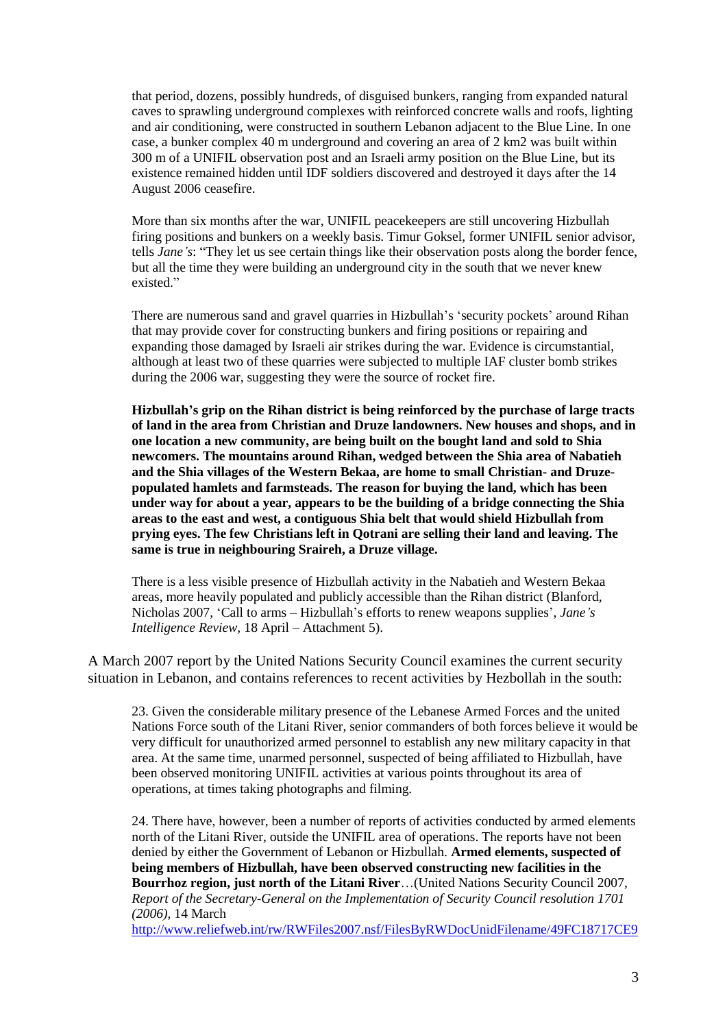> that period, dozens, possibly hundreds, of disguised bunkers, ranging from expanded natural caves to sprawling underground complexes with reinforced concrete walls and roofs, lighting and air conditioning, were constructed in southern Lebanon adjacent to the Blue Line. In one case, a bunker complex 40 m underground and covering an area of 2 km2 was built within 300 m of a UNIFIL observation post and an Israeli army position on the Blue Line, but its existence remained hidden until IDF soldiers discovered and destroyed it days after the 14 August 2006 ceasefire.
>
> More than six months after the war, UNIFIL peacekeepers are still uncovering Hizbullah firing positions and bunkers on a weekly basis. Timur Goksel, former UNIFIL senior advisor, tells *Jane's*: "They let us see certain things like their observation posts along the border fence, but all the time they were building an underground city in the south that we never knew existed."
>
> There are numerous sand and gravel quarries in Hizbullah's 'security pockets' around Rihan that may provide cover for constructing bunkers and firing positions or repairing and expanding those damaged by Israeli air strikes during the war. Evidence is circumstantial, although at least two of these quarries were subjected to multiple IAF cluster bomb strikes during the 2006 war, suggesting they were the source of rocket fire.
>
> **Hizbullah's grip on the Rihan district is being reinforced by the purchase of large tracts of land in the area from Christian and Druze landowners. New houses and shops, and in one location a new community, are being built on the bought land and sold to Shia newcomers. The mountains around Rihan, wedged between the Shia area of Nabatieh and the Shia villages of the Western Bekaa, are home to small Christian- and Druze-populated hamlets and farmsteads. The reason for buying the land, which has been under way for about a year, appears to be the building of a bridge connecting the Shia areas to the east and west, a contiguous Shia belt that would shield Hizbullah from prying eyes. The few Christians left in Qotrani are selling their land and leaving. The same is true in neighbouring Sraireh, a Druze village.**
>
> There is a less visible presence of Hizbullah activity in the Nabatieh and Western Bekaa areas, more heavily populated and publicly accessible than the Rihan district (Blanford, Nicholas 2007, 'Call to arms – Hizbullah's efforts to renew weapons supplies', *Jane's Intelligence Review*, 18 April – Attachment 5).

A March 2007 report by the United Nations Security Council examines the current security situation in Lebanon, and contains references to recent activities by Hezbollah in the south:

> 23. Given the considerable military presence of the Lebanese Armed Forces and the united Nations Force south of the Litani River, senior commanders of both forces believe it would be very difficult for unauthorized armed personnel to establish any new military capacity in that area. At the same time, unarmed personnel, suspected of being affiliated to Hizbullah, have been observed monitoring UNIFIL activities at various points throughout its area of operations, at times taking photographs and filming.
>
> 24. There have, however, been a number of reports of activities conducted by armed elements north of the Litani River, outside the UNIFIL area of operations. The reports have not been denied by either the Government of Lebanon or Hizbullah. **Armed elements, suspected of being members of Hizbullah, have been observed constructing new facilities in the Bourrhoz region, just north of the Litani River**…(United Nations Security Council 2007, *Report of the Secretary-General on the Implementation of Security Council resolution 1701 (2006)*, 14 March http://www.reliefweb.int/rw/RWFiles2007.nsf/FilesByRWDocUnidFilename/49FC18717CE9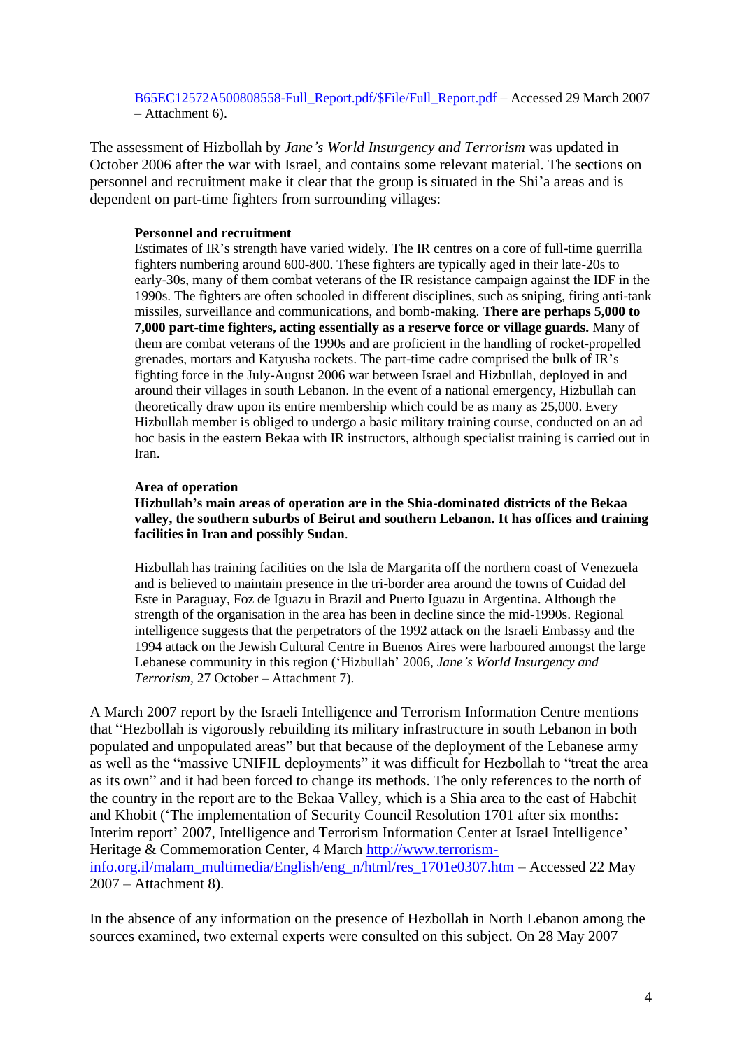B65EC12572A500808558-Full_Report.pdf/$File/Full_Report.pdf – Accessed 29 March 2007 – Attachment 6).

The assessment of Hizbollah by *Jane's World Insurgency and Terrorism* was updated in October 2006 after the war with Israel, and contains some relevant material. The sections on personnel and recruitment make it clear that the group is situated in the Shi'a areas and is dependent on part-time fighters from surrounding villages:

> **Personnel and recruitment**
> Estimates of IR's strength have varied widely. The IR centres on a core of full-time guerrilla fighters numbering around 600-800. These fighters are typically aged in their late-20s to early-30s, many of them combat veterans of the IR resistance campaign against the IDF in the 1990s. The fighters are often schooled in different disciplines, such as sniping, firing anti-tank missiles, surveillance and communications, and bomb-making. **There are perhaps 5,000 to 7,000 part-time fighters, acting essentially as a reserve force or village guards.** Many of them are combat veterans of the 1990s and are proficient in the handling of rocket-propelled grenades, mortars and Katyusha rockets. The part-time cadre comprised the bulk of IR's fighting force in the July-August 2006 war between Israel and Hizbullah, deployed in and around their villages in south Lebanon. In the event of a national emergency, Hizbullah can theoretically draw upon its entire membership which could be as many as 25,000. Every Hizbullah member is obliged to undergo a basic military training course, conducted on an ad hoc basis in the eastern Bekaa with IR instructors, although specialist training is carried out in Iran.
>
> **Area of operation**
> **Hizbullah's main areas of operation are in the Shia-dominated districts of the Bekaa valley, the southern suburbs of Beirut and southern Lebanon. It has offices and training facilities in Iran and possibly Sudan**.
>
> Hizbullah has training facilities on the Isla de Margarita off the northern coast of Venezuela and is believed to maintain presence in the tri-border area around the towns of Cuidad del Este in Paraguay, Foz de Iguazu in Brazil and Puerto Iguazu in Argentina. Although the strength of the organisation in the area has been in decline since the mid-1990s. Regional intelligence suggests that the perpetrators of the 1992 attack on the Israeli Embassy and the 1994 attack on the Jewish Cultural Centre in Buenos Aires were harboured amongst the large Lebanese community in this region ('Hizbullah' 2006, *Jane's World Insurgency and Terrorism*, 27 October – Attachment 7).

A March 2007 report by the Israeli Intelligence and Terrorism Information Centre mentions that "Hezbollah is vigorously rebuilding its military infrastructure in south Lebanon in both populated and unpopulated areas" but that because of the deployment of the Lebanese army as well as the "massive UNIFIL deployments" it was difficult for Hezbollah to "treat the area as its own" and it had been forced to change its methods. The only references to the north of the country in the report are to the Bekaa Valley, which is a Shia area to the east of Habchit and Khobit ('The implementation of Security Council Resolution 1701 after six months: Interim report' 2007, Intelligence and Terrorism Information Center at Israel Intelligence' Heritage & Commemoration Center, 4 March http://www.terrorism-info.org.il/malam_multimedia/English/eng_n/html/res_1701e0307.htm – Accessed 22 May 2007 – Attachment 8).

In the absence of any information on the presence of Hezbollah in North Lebanon among the sources examined, two external experts were consulted on this subject. On 28 May 2007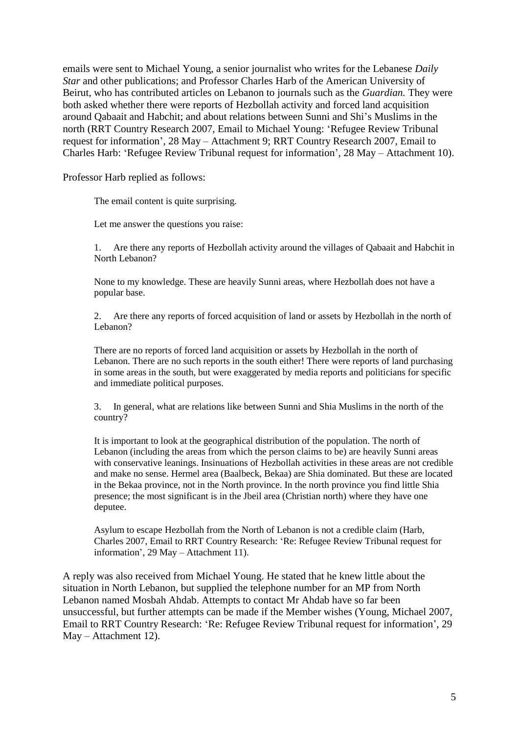emails were sent to Michael Young, a senior journalist who writes for the Lebanese *Daily Star* and other publications; and Professor Charles Harb of the American University of Beirut, who has contributed articles on Lebanon to journals such as the *Guardian.* They were both asked whether there were reports of Hezbollah activity and forced land acquisition around Qabaait and Habchit; and about relations between Sunni and Shi's Muslims in the north (RRT Country Research 2007, Email to Michael Young: 'Refugee Review Tribunal request for information', 28 May – Attachment 9; RRT Country Research 2007, Email to Charles Harb: 'Refugee Review Tribunal request for information', 28 May – Attachment 10).

Professor Harb replied as follows:

> The email content is quite surprising.
>
> Let me answer the questions you raise:
>
> 1. Are there any reports of Hezbollah activity around the villages of Qabaait and Habchit in North Lebanon?
>
> None to my knowledge. These are heavily Sunni areas, where Hezbollah does not have a popular base.
>
> 2. Are there any reports of forced acquisition of land or assets by Hezbollah in the north of Lebanon?
>
> There are no reports of forced land acquisition or assets by Hezbollah in the north of Lebanon. There are no such reports in the south either! There were reports of land purchasing in some areas in the south, but were exaggerated by media reports and politicians for specific and immediate political purposes.
>
> 3. In general, what are relations like between Sunni and Shia Muslims in the north of the country?
>
> It is important to look at the geographical distribution of the population. The north of Lebanon (including the areas from which the person claims to be) are heavily Sunni areas with conservative leanings. Insinuations of Hezbollah activities in these areas are not credible and make no sense. Hermel area (Baalbeck, Bekaa) are Shia dominated. But these are located in the Bekaa province, not in the North province. In the north province you find little Shia presence; the most significant is in the Jbeil area (Christian north) where they have one deputee.
>
> Asylum to escape Hezbollah from the North of Lebanon is not a credible claim (Harb, Charles 2007, Email to RRT Country Research: 'Re: Refugee Review Tribunal request for information', 29 May – Attachment 11).

A reply was also received from Michael Young. He stated that he knew little about the situation in North Lebanon, but supplied the telephone number for an MP from North Lebanon named Mosbah Ahdab. Attempts to contact Mr Ahdab have so far been unsuccessful, but further attempts can be made if the Member wishes (Young, Michael 2007, Email to RRT Country Research: 'Re: Refugee Review Tribunal request for information', 29 May – Attachment 12).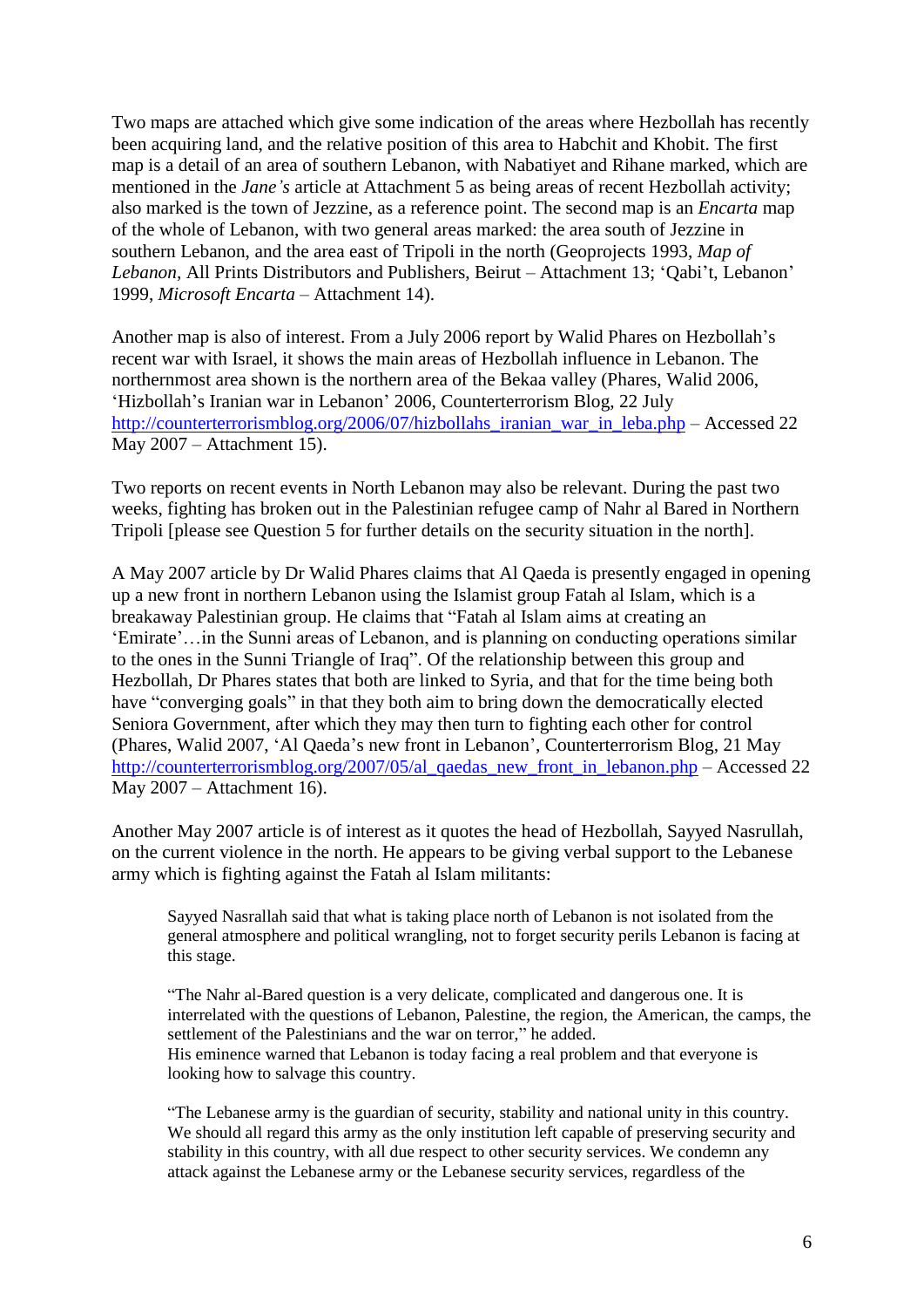Two maps are attached which give some indication of the areas where Hezbollah has recently been acquiring land, and the relative position of this area to Habchit and Khobit. The first map is a detail of an area of southern Lebanon, with Nabatiyet and Rihane marked, which are mentioned in the *Jane's* article at Attachment 5 as being areas of recent Hezbollah activity; also marked is the town of Jezzine, as a reference point. The second map is an *Encarta* map of the whole of Lebanon, with two general areas marked: the area south of Jezzine in southern Lebanon, and the area east of Tripoli in the north (Geoprojects 1993, *Map of Lebanon,* All Prints Distributors and Publishers, Beirut – Attachment 13; 'Qabi't, Lebanon' 1999, *Microsoft Encarta* – Attachment 14).

Another map is also of interest. From a July 2006 report by Walid Phares on Hezbollah's recent war with Israel, it shows the main areas of Hezbollah influence in Lebanon. The northernmost area shown is the northern area of the Bekaa valley (Phares, Walid 2006, 'Hizbollah's Iranian war in Lebanon' 2006, Counterterrorism Blog, 22 July http://counterterrorismblog.org/2006/07/hizbollahs_iranian_war_in_leba.php – Accessed 22 May 2007 – Attachment 15).

Two reports on recent events in North Lebanon may also be relevant. During the past two weeks, fighting has broken out in the Palestinian refugee camp of Nahr al Bared in Northern Tripoli [please see Question 5 for further details on the security situation in the north].

A May 2007 article by Dr Walid Phares claims that Al Qaeda is presently engaged in opening up a new front in northern Lebanon using the Islamist group Fatah al Islam, which is a breakaway Palestinian group. He claims that "Fatah al Islam aims at creating an 'Emirate'…in the Sunni areas of Lebanon, and is planning on conducting operations similar to the ones in the Sunni Triangle of Iraq". Of the relationship between this group and Hezbollah, Dr Phares states that both are linked to Syria, and that for the time being both have "converging goals" in that they both aim to bring down the democratically elected Seniora Government, after which they may then turn to fighting each other for control (Phares, Walid 2007, 'Al Qaeda's new front in Lebanon', Counterterrorism Blog, 21 May http://counterterrorismblog.org/2007/05/al_qaedas_new_front_in_lebanon.php – Accessed 22 May 2007 – Attachment 16).

Another May 2007 article is of interest as it quotes the head of Hezbollah, Sayyed Nasrullah, on the current violence in the north. He appears to be giving verbal support to the Lebanese army which is fighting against the Fatah al Islam militants:

> Sayyed Nasrallah said that what is taking place north of Lebanon is not isolated from the general atmosphere and political wrangling, not to forget security perils Lebanon is facing at this stage.
>
> "The Nahr al-Bared question is a very delicate, complicated and dangerous one. It is interrelated with the questions of Lebanon, Palestine, the region, the American, the camps, the settlement of the Palestinians and the war on terror," he added.
> His eminence warned that Lebanon is today facing a real problem and that everyone is looking how to salvage this country.
>
> "The Lebanese army is the guardian of security, stability and national unity in this country. We should all regard this army as the only institution left capable of preserving security and stability in this country, with all due respect to other security services. We condemn any attack against the Lebanese army or the Lebanese security services, regardless of the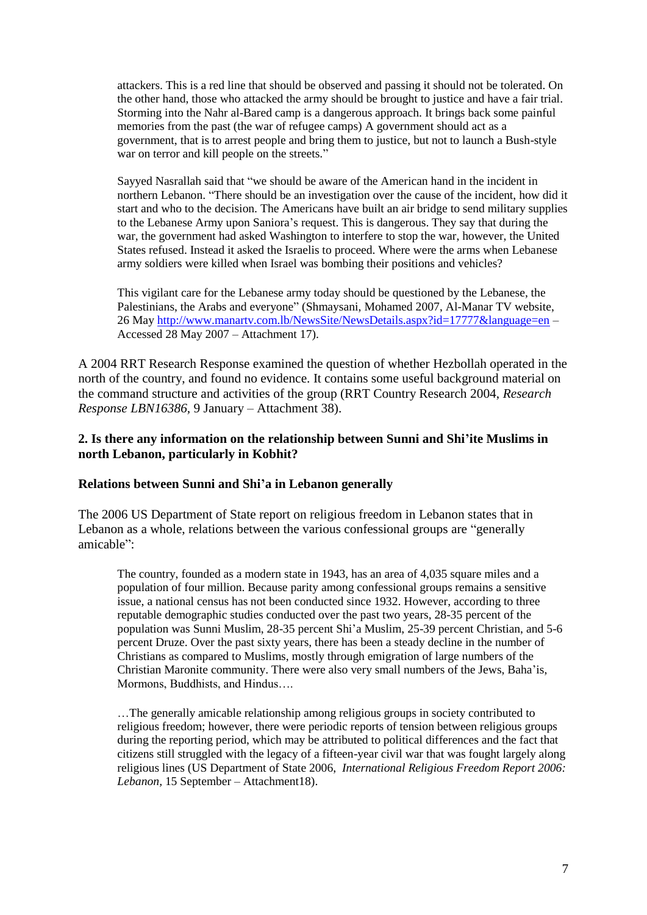> attackers. This is a red line that should be observed and passing it should not be tolerated. On the other hand, those who attacked the army should be brought to justice and have a fair trial. Storming into the Nahr al-Bared camp is a dangerous approach. It brings back some painful memories from the past (the war of refugee camps) A government should act as a government, that is to arrest people and bring them to justice, but not to launch a Bush-style war on terror and kill people on the streets."
>
> Sayyed Nasrallah said that "we should be aware of the American hand in the incident in northern Lebanon. "There should be an investigation over the cause of the incident, how did it start and who to the decision. The Americans have built an air bridge to send military supplies to the Lebanese Army upon Saniora's request. This is dangerous. They say that during the war, the government had asked Washington to interfere to stop the war, however, the United States refused. Instead it asked the Israelis to proceed. Where were the arms when Lebanese army soldiers were killed when Israel was bombing their positions and vehicles?
>
> This vigilant care for the Lebanese army today should be questioned by the Lebanese, the Palestinians, the Arabs and everyone" (Shmaysani, Mohamed 2007, Al-Manar TV website, 26 May http://www.manartv.com.lb/NewsSite/NewsDetails.aspx?id=17777&language=en – Accessed 28 May 2007 – Attachment 17).

A 2004 RRT Research Response examined the question of whether Hezbollah operated in the north of the country, and found no evidence. It contains some useful background material on the command structure and activities of the group (RRT Country Research 2004, *Research Response LBN16386*, 9 January – Attachment 38).

### 2. Is there any information on the relationship between Sunni and Shi'ite Muslims in north Lebanon, particularly in Kobhit?

#### Relations between Sunni and Shi'a in Lebanon generally

The 2006 US Department of State report on religious freedom in Lebanon states that in Lebanon as a whole, relations between the various confessional groups are "generally amicable":

> The country, founded as a modern state in 1943, has an area of 4,035 square miles and a population of four million. Because parity among confessional groups remains a sensitive issue, a national census has not been conducted since 1932. However, according to three reputable demographic studies conducted over the past two years, 28-35 percent of the population was Sunni Muslim, 28-35 percent Shi'a Muslim, 25-39 percent Christian, and 5-6 percent Druze. Over the past sixty years, there has been a steady decline in the number of Christians as compared to Muslims, mostly through emigration of large numbers of the Christian Maronite community. There were also very small numbers of the Jews, Baha'is, Mormons, Buddhists, and Hindus….
>
> …The generally amicable relationship among religious groups in society contributed to religious freedom; however, there were periodic reports of tension between religious groups during the reporting period, which may be attributed to political differences and the fact that citizens still struggled with the legacy of a fifteen-year civil war that was fought largely along religious lines (US Department of State 2006, *International Religious Freedom Report 2006: Lebanon*, 15 September – Attachment18).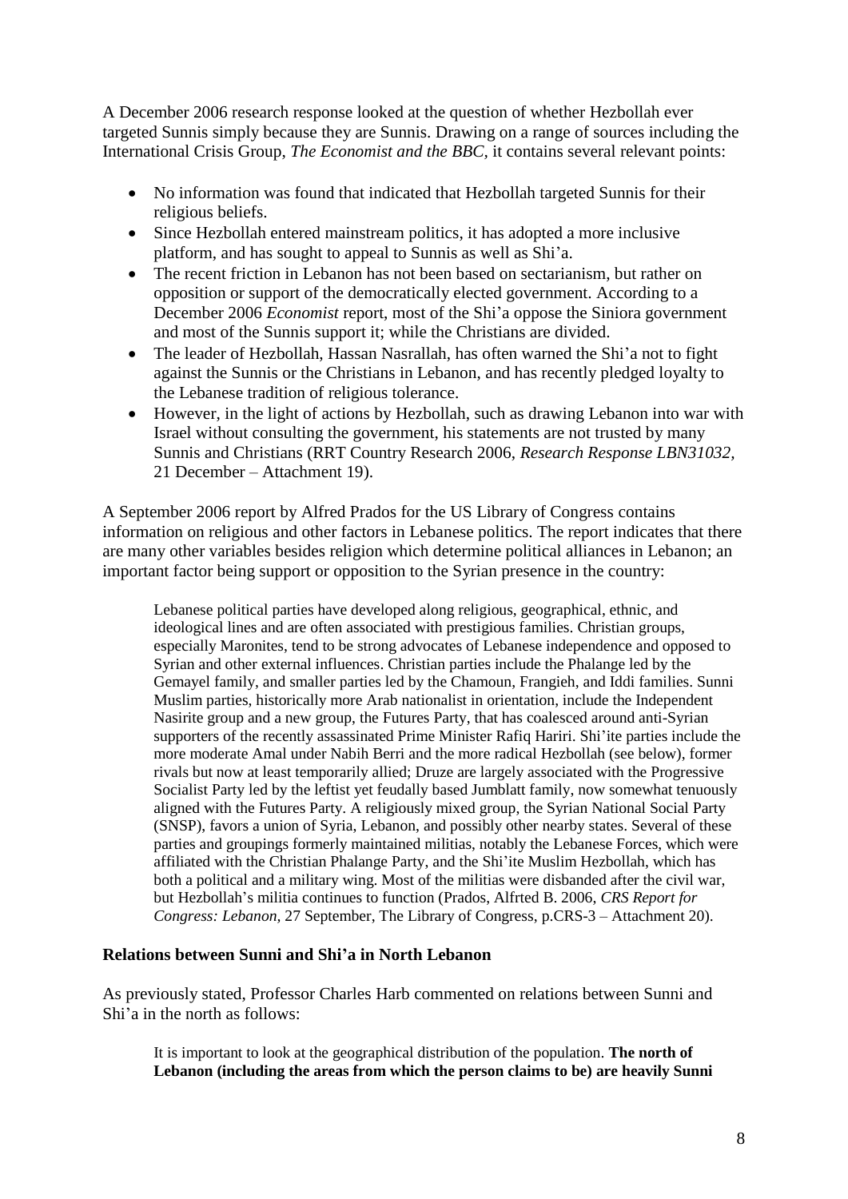A December 2006 research response looked at the question of whether Hezbollah ever targeted Sunnis simply because they are Sunnis. Drawing on a range of sources including the International Crisis Group, *The Economist and the BBC,* it contains several relevant points:

- No information was found that indicated that Hezbollah targeted Sunnis for their religious beliefs.
- Since Hezbollah entered mainstream politics, it has adopted a more inclusive platform, and has sought to appeal to Sunnis as well as Shi'a.
- The recent friction in Lebanon has not been based on sectarianism, but rather on opposition or support of the democratically elected government. According to a December 2006 *Economist* report, most of the Shi'a oppose the Siniora government and most of the Sunnis support it; while the Christians are divided.
- The leader of Hezbollah, Hassan Nasrallah, has often warned the Shi'a not to fight against the Sunnis or the Christians in Lebanon, and has recently pledged loyalty to the Lebanese tradition of religious tolerance.
- However, in the light of actions by Hezbollah, such as drawing Lebanon into war with Israel without consulting the government, his statements are not trusted by many Sunnis and Christians (RRT Country Research 2006, *Research Response LBN31032*, 21 December – Attachment 19).

A September 2006 report by Alfred Prados for the US Library of Congress contains information on religious and other factors in Lebanese politics. The report indicates that there are many other variables besides religion which determine political alliances in Lebanon; an important factor being support or opposition to the Syrian presence in the country:

> Lebanese political parties have developed along religious, geographical, ethnic, and ideological lines and are often associated with prestigious families. Christian groups, especially Maronites, tend to be strong advocates of Lebanese independence and opposed to Syrian and other external influences. Christian parties include the Phalange led by the Gemayel family, and smaller parties led by the Chamoun, Frangieh, and Iddi families. Sunni Muslim parties, historically more Arab nationalist in orientation, include the Independent Nasirite group and a new group, the Futures Party, that has coalesced around anti-Syrian supporters of the recently assassinated Prime Minister Rafiq Hariri. Shi'ite parties include the more moderate Amal under Nabih Berri and the more radical Hezbollah (see below), former rivals but now at least temporarily allied; Druze are largely associated with the Progressive Socialist Party led by the leftist yet feudally based Jumblatt family, now somewhat tenuously aligned with the Futures Party. A religiously mixed group, the Syrian National Social Party (SNSP), favors a union of Syria, Lebanon, and possibly other nearby states. Several of these parties and groupings formerly maintained militias, notably the Lebanese Forces, which were affiliated with the Christian Phalange Party, and the Shi'ite Muslim Hezbollah, which has both a political and a military wing. Most of the militias were disbanded after the civil war, but Hezbollah's militia continues to function (Prados, Alfrted B. 2006, *CRS Report for Congress: Lebanon*, 27 September, The Library of Congress, p.CRS-3 – Attachment 20).

**Relations between Sunni and Shi'a in North Lebanon**

As previously stated, Professor Charles Harb commented on relations between Sunni and Shi'a in the north as follows:

> It is important to look at the geographical distribution of the population. **The north of Lebanon (including the areas from which the person claims to be) are heavily Sunni**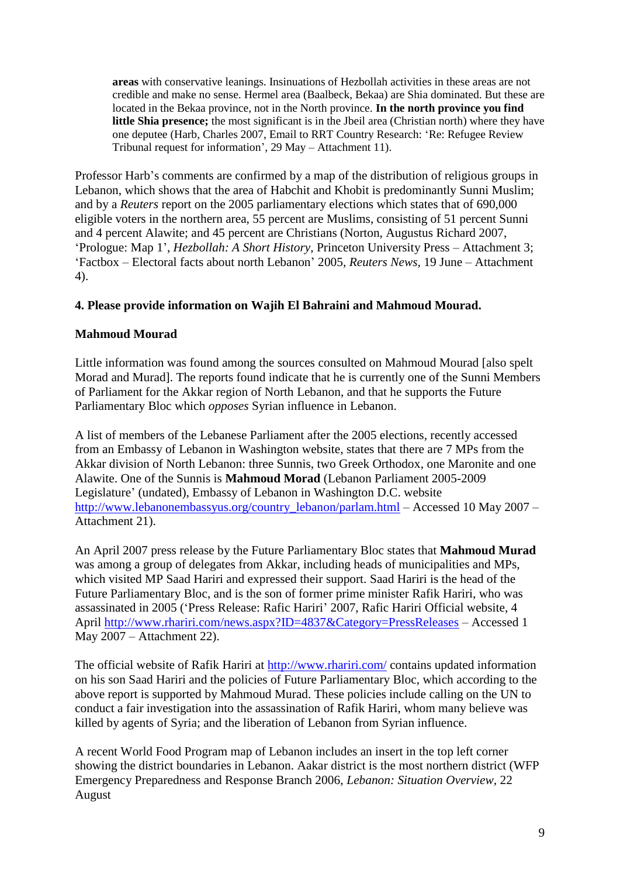> **areas** with conservative leanings. Insinuations of Hezbollah activities in these areas are not credible and make no sense. Hermel area (Baalbeck, Bekaa) are Shia dominated. But these are located in the Bekaa province, not in the North province. **In the north province you find little Shia presence;** the most significant is in the Jbeil area (Christian north) where they have one deputee (Harb, Charles 2007, Email to RRT Country Research: 'Re: Refugee Review Tribunal request for information', 29 May – Attachment 11).

Professor Harb's comments are confirmed by a map of the distribution of religious groups in Lebanon, which shows that the area of Habchit and Khobit is predominantly Sunni Muslim; and by a *Reuters* report on the 2005 parliamentary elections which states that of 690,000 eligible voters in the northern area, 55 percent are Muslims, consisting of 51 percent Sunni and 4 percent Alawite; and 45 percent are Christians (Norton, Augustus Richard 2007, 'Prologue: Map 1', *Hezbollah: A Short History*, Princeton University Press – Attachment 3; 'Factbox – Electoral facts about north Lebanon' 2005, *Reuters News*, 19 June – Attachment 4).

**4. Please provide information on Wajih El Bahraini and Mahmoud Mourad.**

**Mahmoud Mourad**

Little information was found among the sources consulted on Mahmoud Mourad [also spelt Morad and Murad]. The reports found indicate that he is currently one of the Sunni Members of Parliament for the Akkar region of North Lebanon, and that he supports the Future Parliamentary Bloc which *opposes* Syrian influence in Lebanon.

A list of members of the Lebanese Parliament after the 2005 elections, recently accessed from an Embassy of Lebanon in Washington website, states that there are 7 MPs from the Akkar division of North Lebanon: three Sunnis, two Greek Orthodox, one Maronite and one Alawite. One of the Sunnis is **Mahmoud Morad** (Lebanon Parliament 2005-2009 Legislature' (undated), Embassy of Lebanon in Washington D.C. website http://www.lebanonembassyus.org/country_lebanon/parlam.html – Accessed 10 May 2007 – Attachment 21).

An April 2007 press release by the Future Parliamentary Bloc states that **Mahmoud Murad** was among a group of delegates from Akkar, including heads of municipalities and MPs, which visited MP Saad Hariri and expressed their support. Saad Hariri is the head of the Future Parliamentary Bloc, and is the son of former prime minister Rafik Hariri, who was assassinated in 2005 ('Press Release: Rafic Hariri' 2007, Rafic Hariri Official website, 4 April http://www.rhariri.com/news.aspx?ID=4837&Category=PressReleases – Accessed 1 May 2007 – Attachment 22).

The official website of Rafik Hariri at http://www.rhariri.com/ contains updated information on his son Saad Hariri and the policies of Future Parliamentary Bloc, which according to the above report is supported by Mahmoud Murad. These policies include calling on the UN to conduct a fair investigation into the assassination of Rafik Hariri, whom many believe was killed by agents of Syria; and the liberation of Lebanon from Syrian influence.

A recent World Food Program map of Lebanon includes an insert in the top left corner showing the district boundaries in Lebanon. Aakar district is the most northern district (WFP Emergency Preparedness and Response Branch 2006, *Lebanon: Situation Overview*, 22 August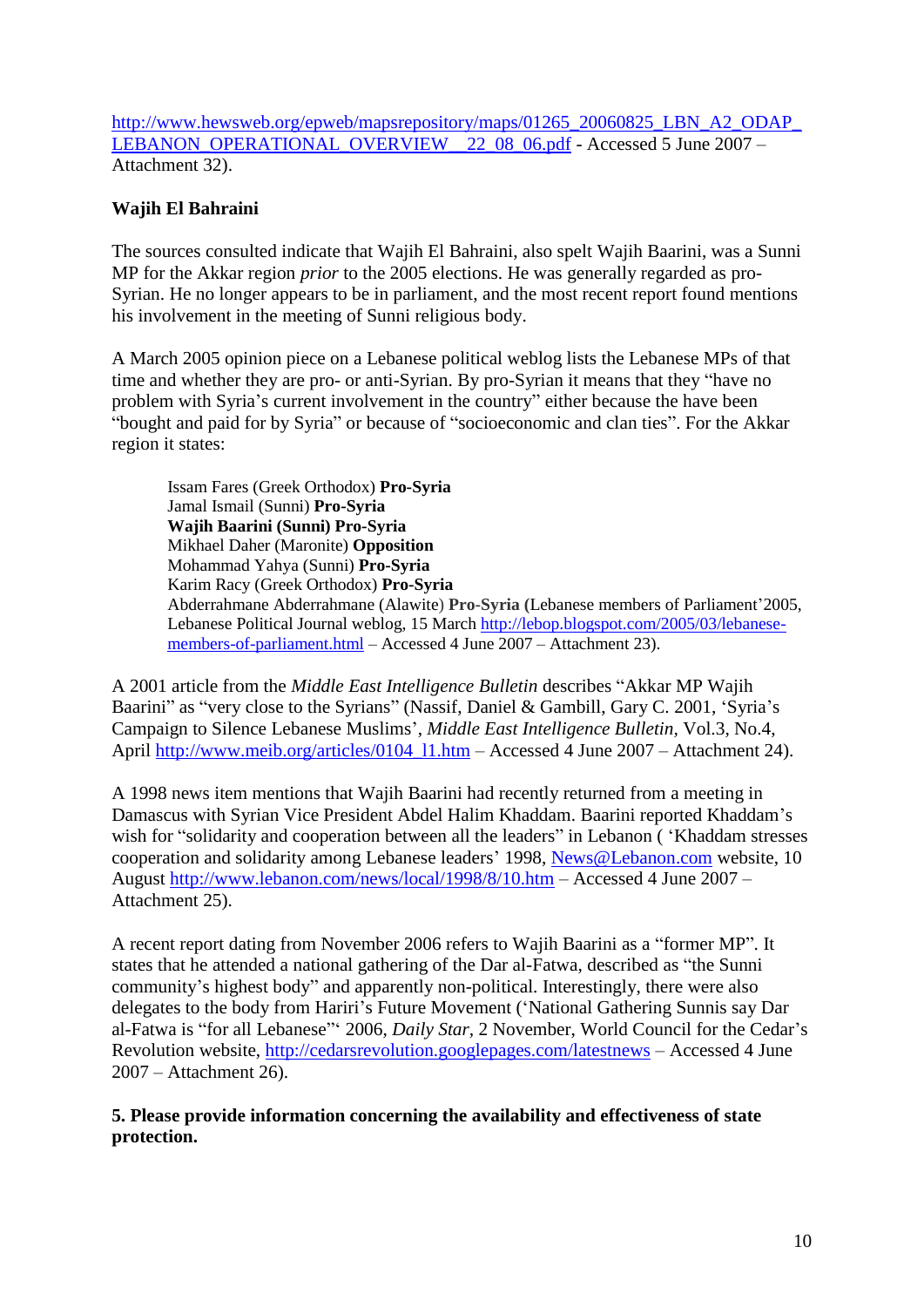http://www.hewsweb.org/epweb/mapsrepository/maps/01265_20060825_LBN_A2_ODAP_LEBANON_OPERATIONAL_OVERVIEW__22_08_06.pdf - Accessed 5 June 2007 – Attachment 32).

**Wajih El Bahraini**

The sources consulted indicate that Wajih El Bahraini, also spelt Wajih Baarini, was a Sunni MP for the Akkar region *prior* to the 2005 elections. He was generally regarded as pro-Syrian. He no longer appears to be in parliament, and the most recent report found mentions his involvement in the meeting of Sunni religious body.

A March 2005 opinion piece on a Lebanese political weblog lists the Lebanese MPs of that time and whether they are pro- or anti-Syrian. By pro-Syrian it means that they "have no problem with Syria's current involvement in the country" either because the have been "bought and paid for by Syria" or because of "socioeconomic and clan ties". For the Akkar region it states:

> Issam Fares (Greek Orthodox) **Pro-Syria**
> Jamal Ismail (Sunni) **Pro-Syria**
> **Wajih Baarini (Sunni) Pro-Syria**
> Mikhael Daher (Maronite) **Opposition**
> Mohammad Yahya (Sunni) **Pro-Syria**
> Karim Racy (Greek Orthodox) **Pro-Syria**
> Abderrahmane Abderrahmane (Alawite) **Pro-Syria (**Lebanese members of Parliament'2005, Lebanese Political Journal weblog, 15 March http://lebop.blogspot.com/2005/03/lebanese-members-of-parliament.html – Accessed 4 June 2007 – Attachment 23).

A 2001 article from the *Middle East Intelligence Bulletin* describes "Akkar MP Wajih Baarini" as "very close to the Syrians" (Nassif, Daniel & Gambill, Gary C. 2001, 'Syria's Campaign to Silence Lebanese Muslims', *Middle East Intelligence Bulletin*, Vol.3, No.4, April http://www.meib.org/articles/0104_l1.htm – Accessed 4 June 2007 – Attachment 24).

A 1998 news item mentions that Wajih Baarini had recently returned from a meeting in Damascus with Syrian Vice President Abdel Halim Khaddam. Baarini reported Khaddam's wish for "solidarity and cooperation between all the leaders" in Lebanon ( 'Khaddam stresses cooperation and solidarity among Lebanese leaders' 1998, News@Lebanon.com website, 10 August http://www.lebanon.com/news/local/1998/8/10.htm – Accessed 4 June 2007 – Attachment 25).

A recent report dating from November 2006 refers to Wajih Baarini as a "former MP". It states that he attended a national gathering of the Dar al-Fatwa, described as "the Sunni community's highest body" and apparently non-political. Interestingly, there were also delegates to the body from Hariri's Future Movement ('National Gathering Sunnis say Dar al-Fatwa is "for all Lebanese"' 2006, *Daily Star*, 2 November, World Council for the Cedar's Revolution website, http://cedarsrevolution.googlepages.com/latestnews – Accessed 4 June 2007 – Attachment 26).

**5. Please provide information concerning the availability and effectiveness of state protection.**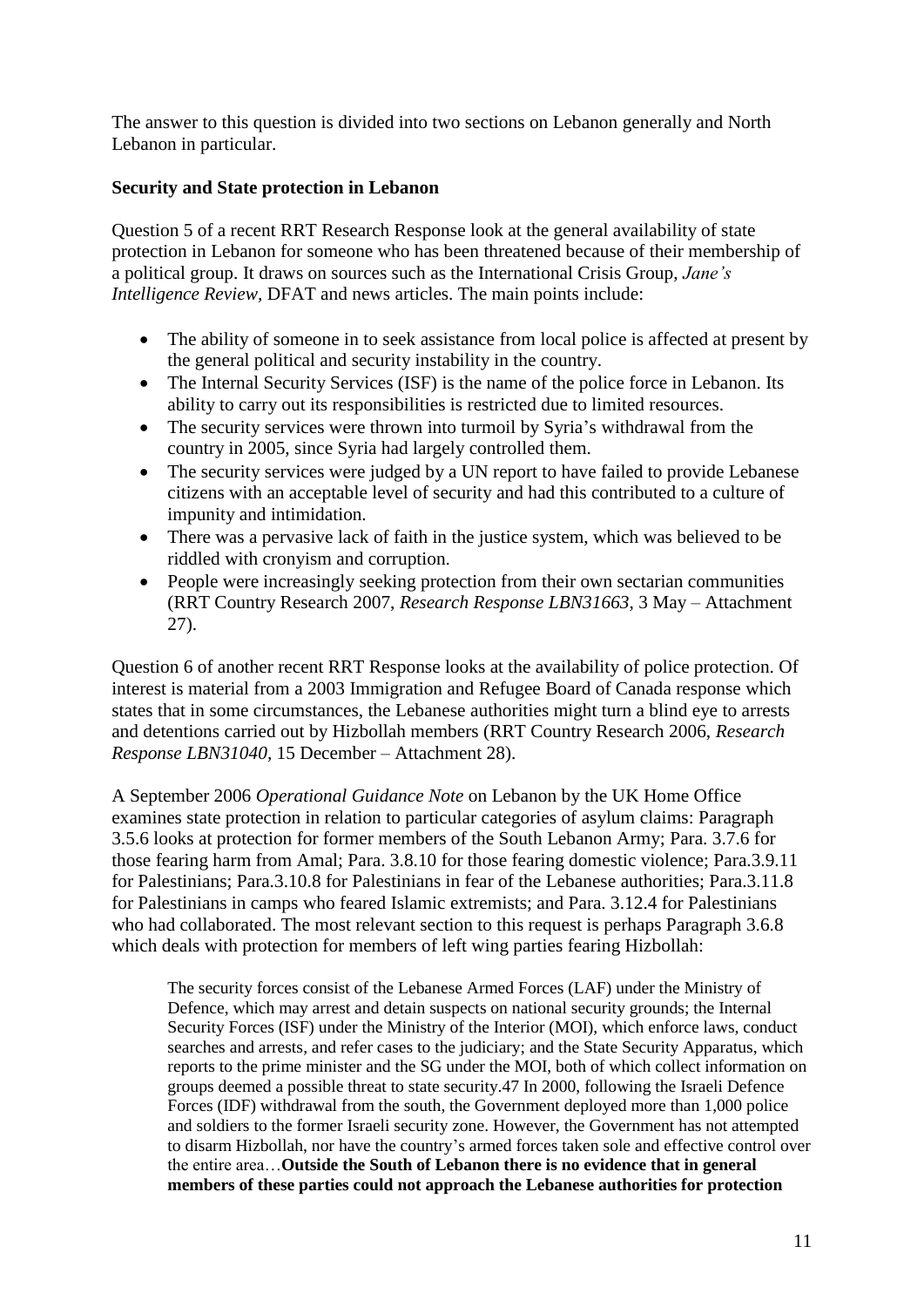The answer to this question is divided into two sections on Lebanon generally and North Lebanon in particular.

**Security and State protection in Lebanon**

Question 5 of a recent RRT Research Response look at the general availability of state protection in Lebanon for someone who has been threatened because of their membership of a political group. It draws on sources such as the International Crisis Group, *Jane's Intelligence Review*, DFAT and news articles. The main points include:

- The ability of someone in to seek assistance from local police is affected at present by the general political and security instability in the country.
- The Internal Security Services (ISF) is the name of the police force in Lebanon. Its ability to carry out its responsibilities is restricted due to limited resources.
- The security services were thrown into turmoil by Syria's withdrawal from the country in 2005, since Syria had largely controlled them.
- The security services were judged by a UN report to have failed to provide Lebanese citizens with an acceptable level of security and had this contributed to a culture of impunity and intimidation.
- There was a pervasive lack of faith in the justice system, which was believed to be riddled with cronyism and corruption.
- People were increasingly seeking protection from their own sectarian communities (RRT Country Research 2007, *Research Response LBN31663*, 3 May – Attachment 27).

Question 6 of another recent RRT Response looks at the availability of police protection. Of interest is material from a 2003 Immigration and Refugee Board of Canada response which states that in some circumstances, the Lebanese authorities might turn a blind eye to arrests and detentions carried out by Hizbollah members (RRT Country Research 2006, *Research Response LBN31040*, 15 December – Attachment 28).

A September 2006 *Operational Guidance Note* on Lebanon by the UK Home Office examines state protection in relation to particular categories of asylum claims: Paragraph 3.5.6 looks at protection for former members of the South Lebanon Army; Para. 3.7.6 for those fearing harm from Amal; Para. 3.8.10 for those fearing domestic violence; Para.3.9.11 for Palestinians; Para.3.10.8 for Palestinians in fear of the Lebanese authorities; Para.3.11.8 for Palestinians in camps who feared Islamic extremists; and Para. 3.12.4 for Palestinians who had collaborated. The most relevant section to this request is perhaps Paragraph 3.6.8 which deals with protection for members of left wing parties fearing Hizbollah:

> The security forces consist of the Lebanese Armed Forces (LAF) under the Ministry of Defence, which may arrest and detain suspects on national security grounds; the Internal Security Forces (ISF) under the Ministry of the Interior (MOI), which enforce laws, conduct searches and arrests, and refer cases to the judiciary; and the State Security Apparatus, which reports to the prime minister and the SG under the MOI, both of which collect information on groups deemed a possible threat to state security.47 In 2000, following the Israeli Defence Forces (IDF) withdrawal from the south, the Government deployed more than 1,000 police and soldiers to the former Israeli security zone. However, the Government has not attempted to disarm Hizbollah, nor have the country's armed forces taken sole and effective control over the entire area…**Outside the South of Lebanon there is no evidence that in general members of these parties could not approach the Lebanese authorities for protection**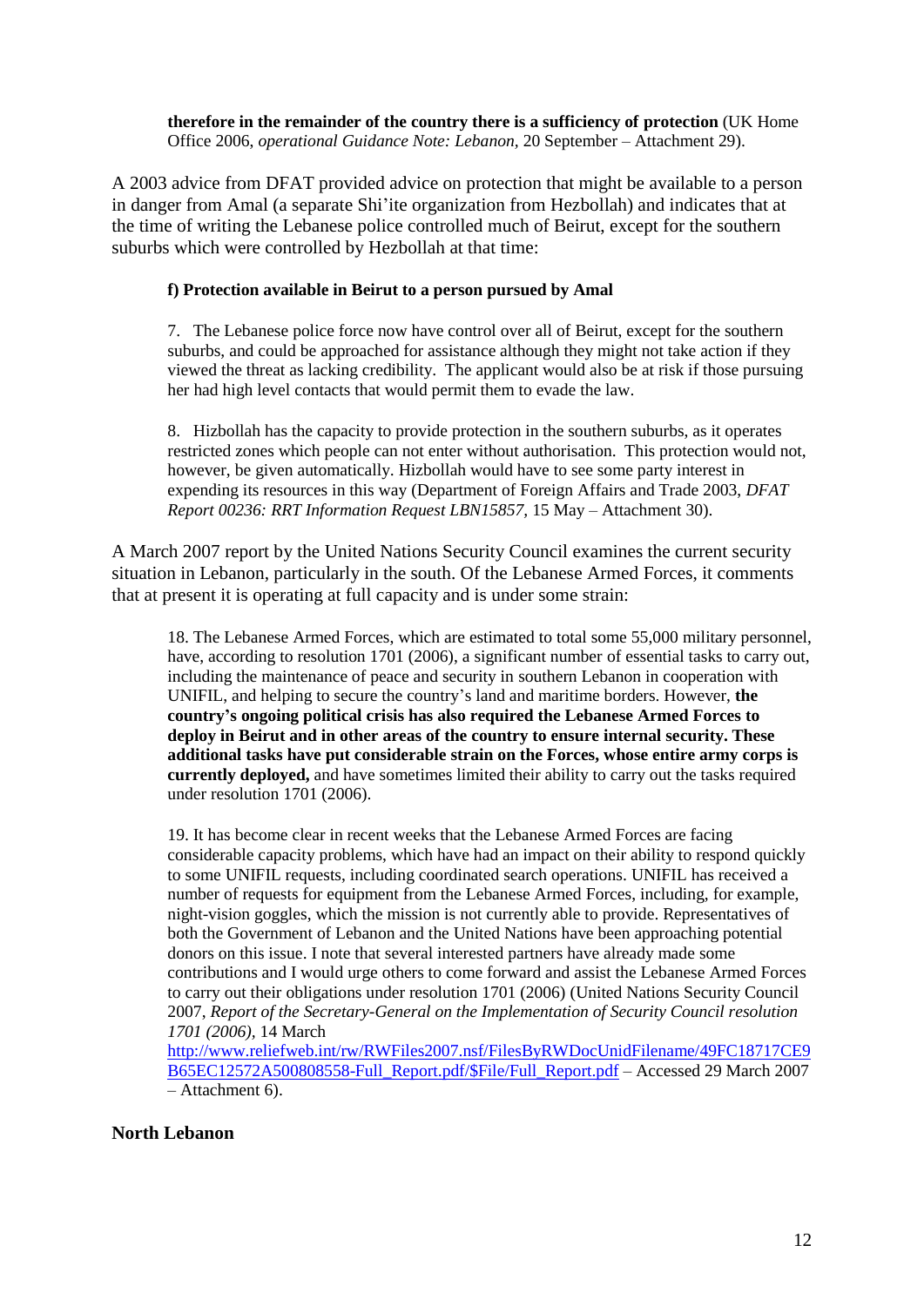> **therefore in the remainder of the country there is a sufficiency of protection** (UK Home Office 2006, *operational Guidance Note: Lebanon*, 20 September – Attachment 29).

A 2003 advice from DFAT provided advice on protection that might be available to a person in danger from Amal (a separate Shi'ite organization from Hezbollah) and indicates that at the time of writing the Lebanese police controlled much of Beirut, except for the southern suburbs which were controlled by Hezbollah at that time:

> **f) Protection available in Beirut to a person pursued by Amal**
>
> 7. The Lebanese police force now have control over all of Beirut, except for the southern suburbs, and could be approached for assistance although they might not take action if they viewed the threat as lacking credibility. The applicant would also be at risk if those pursuing her had high level contacts that would permit them to evade the law.
>
> 8. Hizbollah has the capacity to provide protection in the southern suburbs, as it operates restricted zones which people can not enter without authorisation. This protection would not, however, be given automatically. Hizbollah would have to see some party interest in expending its resources in this way (Department of Foreign Affairs and Trade 2003, *DFAT Report 00236: RRT Information Request LBN15857*, 15 May – Attachment 30).

A March 2007 report by the United Nations Security Council examines the current security situation in Lebanon, particularly in the south. Of the Lebanese Armed Forces, it comments that at present it is operating at full capacity and is under some strain:

> 18. The Lebanese Armed Forces, which are estimated to total some 55,000 military personnel, have, according to resolution 1701 (2006), a significant number of essential tasks to carry out, including the maintenance of peace and security in southern Lebanon in cooperation with UNIFIL, and helping to secure the country's land and maritime borders. However, **the country's ongoing political crisis has also required the Lebanese Armed Forces to deploy in Beirut and in other areas of the country to ensure internal security. These additional tasks have put considerable strain on the Forces, whose entire army corps is currently deployed,** and have sometimes limited their ability to carry out the tasks required under resolution 1701 (2006).
>
> 19. It has become clear in recent weeks that the Lebanese Armed Forces are facing considerable capacity problems, which have had an impact on their ability to respond quickly to some UNIFIL requests, including coordinated search operations. UNIFIL has received a number of requests for equipment from the Lebanese Armed Forces, including, for example, night-vision goggles, which the mission is not currently able to provide. Representatives of both the Government of Lebanon and the United Nations have been approaching potential donors on this issue. I note that several interested partners have already made some contributions and I would urge others to come forward and assist the Lebanese Armed Forces to carry out their obligations under resolution 1701 (2006) (United Nations Security Council 2007, *Report of the Secretary-General on the Implementation of Security Council resolution 1701 (2006)*, 14 March http://www.reliefweb.int/rw/RWFiles2007.nsf/FilesByRWDocUnidFilename/49FC18717CE9B65EC12572A500808558-Full_Report.pdf/$File/Full_Report.pdf – Accessed 29 March 2007 – Attachment 6).

**North Lebanon**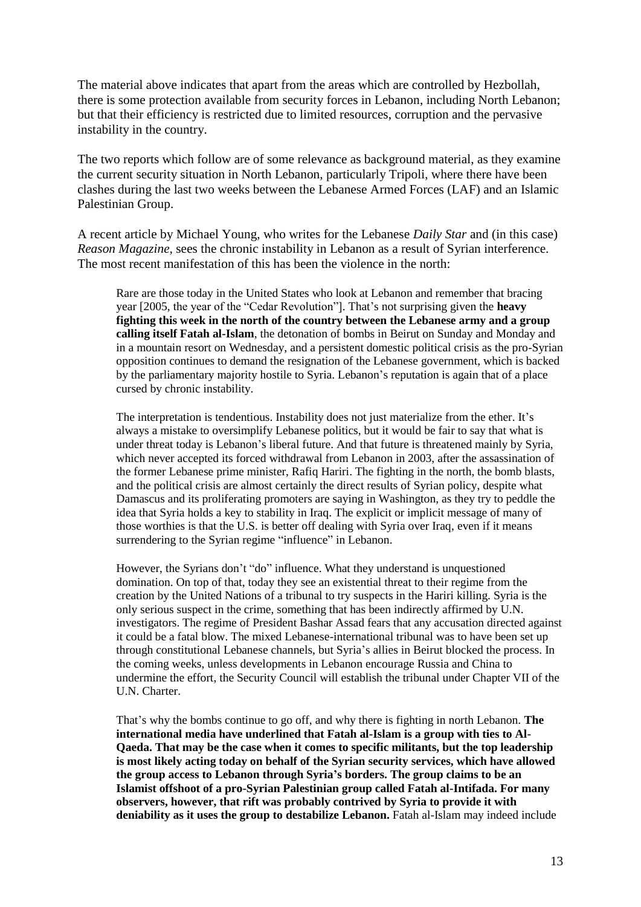The material above indicates that apart from the areas which are controlled by Hezbollah, there is some protection available from security forces in Lebanon, including North Lebanon; but that their efficiency is restricted due to limited resources, corruption and the pervasive instability in the country.

The two reports which follow are of some relevance as background material, as they examine the current security situation in North Lebanon, particularly Tripoli, where there have been clashes during the last two weeks between the Lebanese Armed Forces (LAF) and an Islamic Palestinian Group.

A recent article by Michael Young, who writes for the Lebanese *Daily Star* and (in this case) *Reason Magazine*, sees the chronic instability in Lebanon as a result of Syrian interference. The most recent manifestation of this has been the violence in the north:

> Rare are those today in the United States who look at Lebanon and remember that bracing year [2005, the year of the "Cedar Revolution"]. That's not surprising given the **heavy fighting this week in the north of the country between the Lebanese army and a group calling itself Fatah al-Islam**, the detonation of bombs in Beirut on Sunday and Monday and in a mountain resort on Wednesday, and a persistent domestic political crisis as the pro-Syrian opposition continues to demand the resignation of the Lebanese government, which is backed by the parliamentary majority hostile to Syria. Lebanon's reputation is again that of a place cursed by chronic instability.
>
> The interpretation is tendentious. Instability does not just materialize from the ether. It's always a mistake to oversimplify Lebanese politics, but it would be fair to say that what is under threat today is Lebanon's liberal future. And that future is threatened mainly by Syria, which never accepted its forced withdrawal from Lebanon in 2003, after the assassination of the former Lebanese prime minister, Rafiq Hariri. The fighting in the north, the bomb blasts, and the political crisis are almost certainly the direct results of Syrian policy, despite what Damascus and its proliferating promoters are saying in Washington, as they try to peddle the idea that Syria holds a key to stability in Iraq. The explicit or implicit message of many of those worthies is that the U.S. is better off dealing with Syria over Iraq, even if it means surrendering to the Syrian regime "influence" in Lebanon.
>
> However, the Syrians don't "do" influence. What they understand is unquestioned domination. On top of that, today they see an existential threat to their regime from the creation by the United Nations of a tribunal to try suspects in the Hariri killing. Syria is the only serious suspect in the crime, something that has been indirectly affirmed by U.N. investigators. The regime of President Bashar Assad fears that any accusation directed against it could be a fatal blow. The mixed Lebanese-international tribunal was to have been set up through constitutional Lebanese channels, but Syria's allies in Beirut blocked the process. In the coming weeks, unless developments in Lebanon encourage Russia and China to undermine the effort, the Security Council will establish the tribunal under Chapter VII of the U.N. Charter.
>
> That's why the bombs continue to go off, and why there is fighting in north Lebanon. **The international media have underlined that Fatah al-Islam is a group with ties to Al-Qaeda. That may be the case when it comes to specific militants, but the top leadership is most likely acting today on behalf of the Syrian security services, which have allowed the group access to Lebanon through Syria's borders. The group claims to be an Islamist offshoot of a pro-Syrian Palestinian group called Fatah al-Intifada. For many observers, however, that rift was probably contrived by Syria to provide it with deniability as it uses the group to destabilize Lebanon.** Fatah al-Islam may indeed include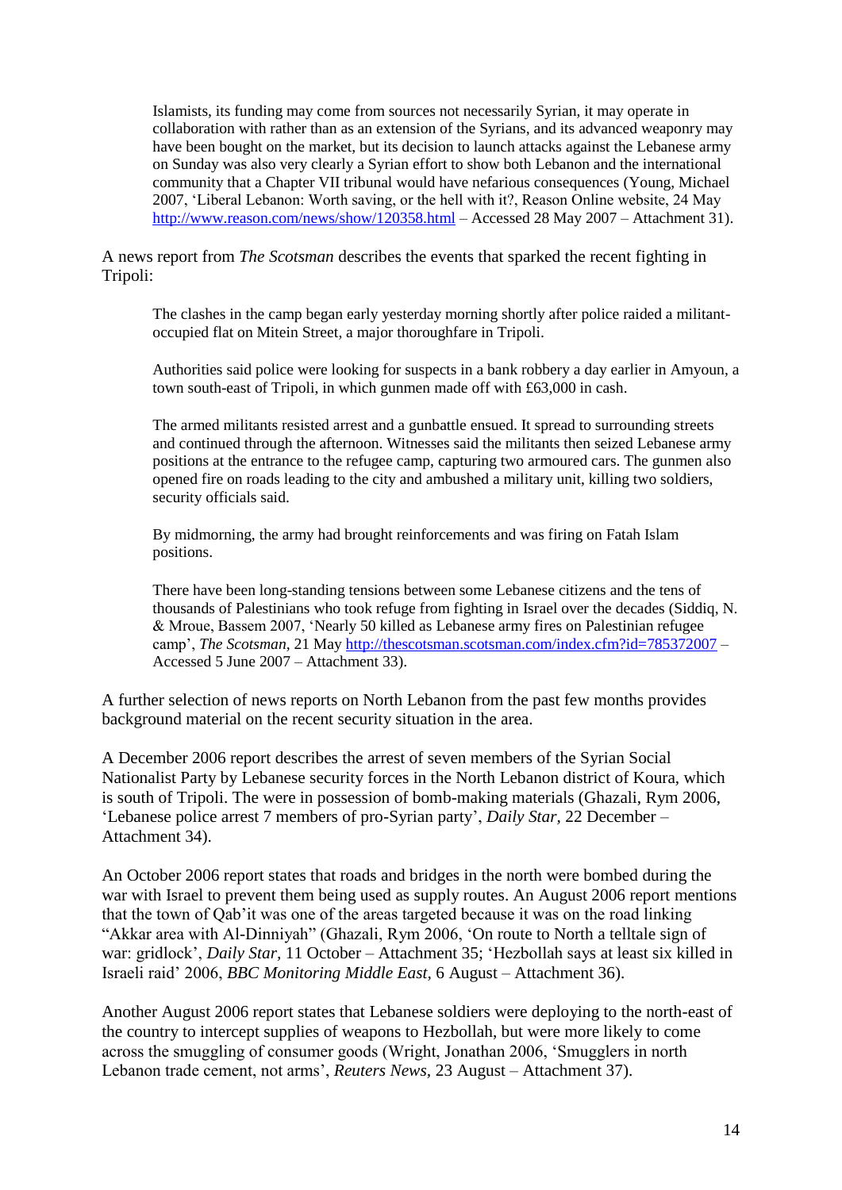> Islamists, its funding may come from sources not necessarily Syrian, it may operate in collaboration with rather than as an extension of the Syrians, and its advanced weaponry may have been bought on the market, but its decision to launch attacks against the Lebanese army on Sunday was also very clearly a Syrian effort to show both Lebanon and the international community that a Chapter VII tribunal would have nefarious consequences (Young, Michael 2007, 'Liberal Lebanon: Worth saving, or the hell with it?, Reason Online website, 24 May http://www.reason.com/news/show/120358.html – Accessed 28 May 2007 – Attachment 31).

A news report from *The Scotsman* describes the events that sparked the recent fighting in Tripoli:

> The clashes in the camp began early yesterday morning shortly after police raided a militant-occupied flat on Mitein Street, a major thoroughfare in Tripoli.
>
> Authorities said police were looking for suspects in a bank robbery a day earlier in Amyoun, a town south-east of Tripoli, in which gunmen made off with £63,000 in cash.
>
> The armed militants resisted arrest and a gunbattle ensued. It spread to surrounding streets and continued through the afternoon. Witnesses said the militants then seized Lebanese army positions at the entrance to the refugee camp, capturing two armoured cars. The gunmen also opened fire on roads leading to the city and ambushed a military unit, killing two soldiers, security officials said.
>
> By midmorning, the army had brought reinforcements and was firing on Fatah Islam positions.
>
> There have been long-standing tensions between some Lebanese citizens and the tens of thousands of Palestinians who took refuge from fighting in Israel over the decades (Siddiq, N. & Mroue, Bassem 2007, 'Nearly 50 killed as Lebanese army fires on Palestinian refugee camp', *The Scotsman*, 21 May http://thescotsman.scotsman.com/index.cfm?id=785372007 – Accessed 5 June 2007 – Attachment 33).

A further selection of news reports on North Lebanon from the past few months provides background material on the recent security situation in the area.

A December 2006 report describes the arrest of seven members of the Syrian Social Nationalist Party by Lebanese security forces in the North Lebanon district of Koura, which is south of Tripoli. The were in possession of bomb-making materials (Ghazali, Rym 2006, 'Lebanese police arrest 7 members of pro-Syrian party', *Daily Star*, 22 December – Attachment 34).

An October 2006 report states that roads and bridges in the north were bombed during the war with Israel to prevent them being used as supply routes. An August 2006 report mentions that the town of Qab'it was one of the areas targeted because it was on the road linking "Akkar area with Al-Dinniyah" (Ghazali, Rym 2006, 'On route to North a telltale sign of war: gridlock', *Daily Star*, 11 October – Attachment 35; 'Hezbollah says at least six killed in Israeli raid' 2006, *BBC Monitoring Middle East*, 6 August – Attachment 36).

Another August 2006 report states that Lebanese soldiers were deploying to the north-east of the country to intercept supplies of weapons to Hezbollah, but were more likely to come across the smuggling of consumer goods (Wright, Jonathan 2006, 'Smugglers in north Lebanon trade cement, not arms', *Reuters News*, 23 August – Attachment 37).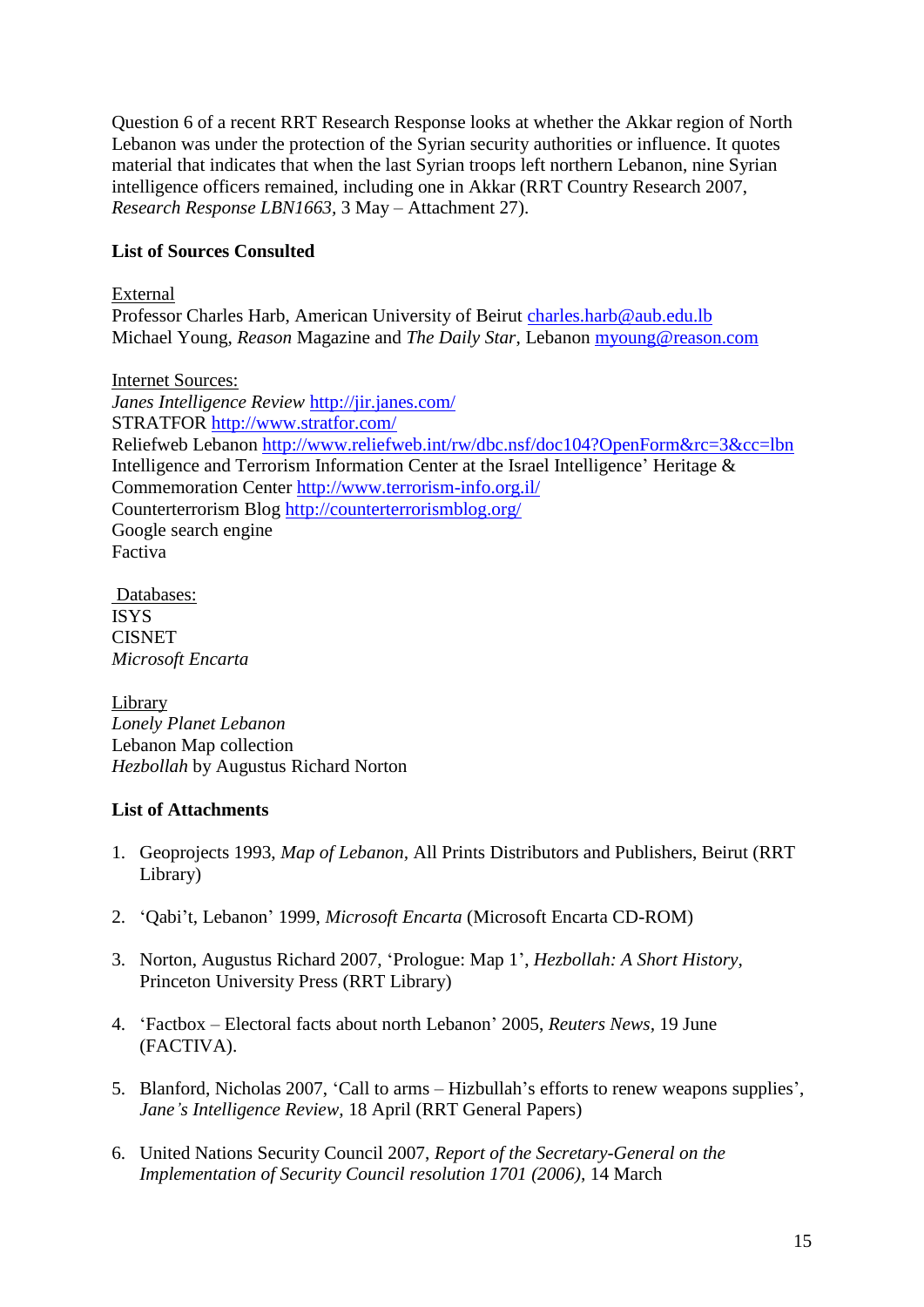Question 6 of a recent RRT Research Response looks at whether the Akkar region of North Lebanon was under the protection of the Syrian security authorities or influence. It quotes material that indicates that when the last Syrian troops left northern Lebanon, nine Syrian intelligence officers remained, including one in Akkar (RRT Country Research 2007, *Research Response LBN1663*, 3 May – Attachment 27).

**List of Sources Consulted**

External
Professor Charles Harb, American University of Beirut charles.harb@aub.edu.lb
Michael Young, *Reason* Magazine and *The Daily Star*, Lebanon myoung@reason.com

Internet Sources:
*Janes Intelligence Review* http://jir.janes.com/
STRATFOR http://www.stratfor.com/
Reliefweb Lebanon http://www.reliefweb.int/rw/dbc.nsf/doc104?OpenForm&rc=3&cc=lbn
Intelligence and Terrorism Information Center at the Israel Intelligence' Heritage & Commemoration Center http://www.terrorism-info.org.il/
Counterterrorism Blog http://counterterrorismblog.org/
Google search engine
Factiva

Databases:
ISYS
CISNET
*Microsoft Encarta*

Library
*Lonely Planet Lebanon*
Lebanon Map collection
*Hezbollah* by Augustus Richard Norton

**List of Attachments**

1. Geoprojects 1993, *Map of Lebanon*, All Prints Distributors and Publishers, Beirut (RRT Library)

2. 'Qabi't, Lebanon' 1999, *Microsoft Encarta* (Microsoft Encarta CD-ROM)

3. Norton, Augustus Richard 2007, 'Prologue: Map 1', *Hezbollah: A Short History*, Princeton University Press (RRT Library)

4. 'Factbox – Electoral facts about north Lebanon' 2005, *Reuters News*, 19 June (FACTIVA).

5. Blanford, Nicholas 2007, 'Call to arms – Hizbullah's efforts to renew weapons supplies', *Jane's Intelligence Review*, 18 April (RRT General Papers)

6. United Nations Security Council 2007, *Report of the Secretary-General on the Implementation of Security Council resolution 1701 (2006)*, 14 March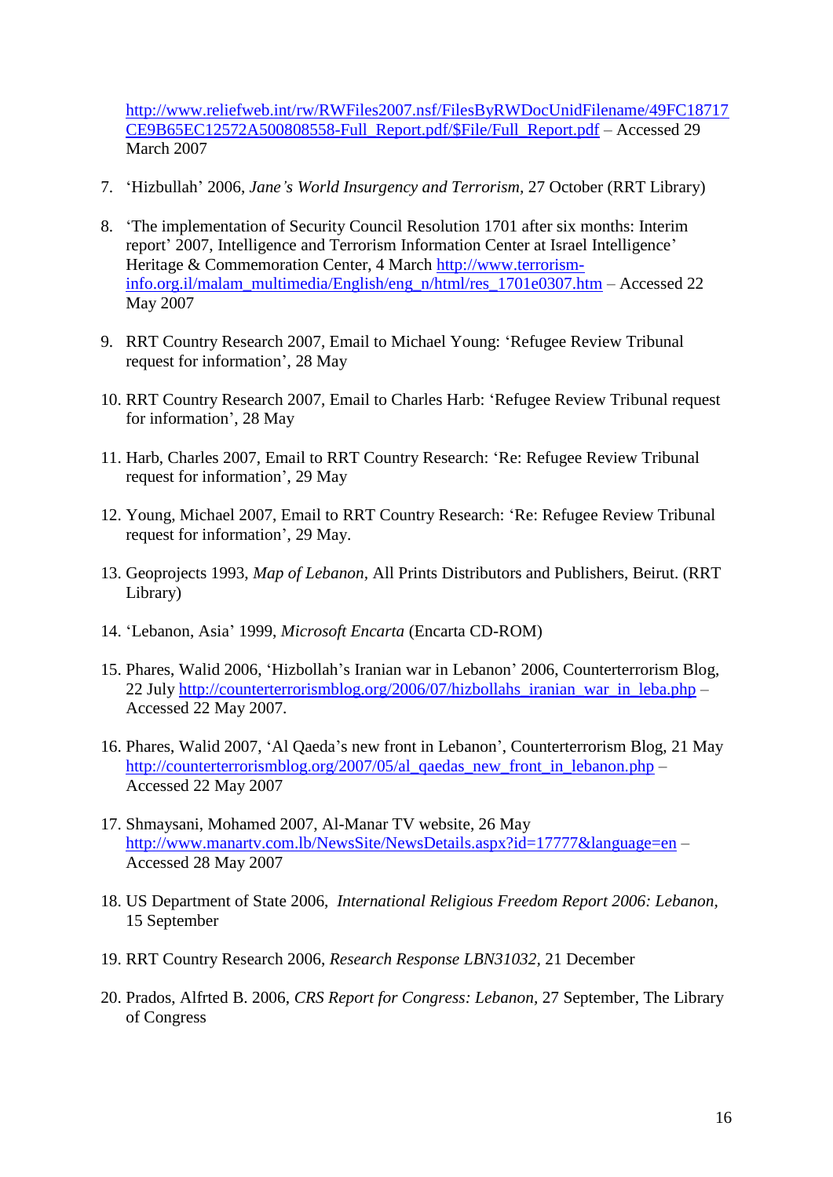http://www.reliefweb.int/rw/RWFiles2007.nsf/FilesByRWDocUnidFilename/49FC18717CE9B65EC12572A500808558-Full_Report.pdf/$File/Full_Report.pdf – Accessed 29 March 2007

7. 'Hizbullah' 2006, *Jane's World Insurgency and Terrorism*, 27 October (RRT Library)

8. 'The implementation of Security Council Resolution 1701 after six months: Interim report' 2007, Intelligence and Terrorism Information Center at Israel Intelligence' Heritage & Commemoration Center, 4 March http://www.terrorism-info.org.il/malam_multimedia/English/eng_n/html/res_1701e0307.htm – Accessed 22 May 2007

9. RRT Country Research 2007, Email to Michael Young: 'Refugee Review Tribunal request for information', 28 May

10. RRT Country Research 2007, Email to Charles Harb: 'Refugee Review Tribunal request for information', 28 May

11. Harb, Charles 2007, Email to RRT Country Research: 'Re: Refugee Review Tribunal request for information', 29 May

12. Young, Michael 2007, Email to RRT Country Research: 'Re: Refugee Review Tribunal request for information', 29 May.

13. Geoprojects 1993, *Map of Lebanon*, All Prints Distributors and Publishers, Beirut. (RRT Library)

14. 'Lebanon, Asia' 1999, *Microsoft Encarta* (Encarta CD-ROM)

15. Phares, Walid 2006, 'Hizbollah's Iranian war in Lebanon' 2006, Counterterrorism Blog, 22 July http://counterterrorismblog.org/2006/07/hizbollahs_iranian_war_in_leba.php – Accessed 22 May 2007.

16. Phares, Walid 2007, 'Al Qaeda's new front in Lebanon', Counterterrorism Blog, 21 May http://counterterrorismblog.org/2007/05/al_qaedas_new_front_in_lebanon.php – Accessed 22 May 2007

17. Shmaysani, Mohamed 2007, Al-Manar TV website, 26 May http://www.manartv.com.lb/NewsSite/NewsDetails.aspx?id=17777&language=en – Accessed 28 May 2007

18. US Department of State 2006, *International Religious Freedom Report 2006: Lebanon*, 15 September

19. RRT Country Research 2006, *Research Response LBN31032*, 21 December

20. Prados, Alfrted B. 2006, *CRS Report for Congress: Lebanon*, 27 September, The Library of Congress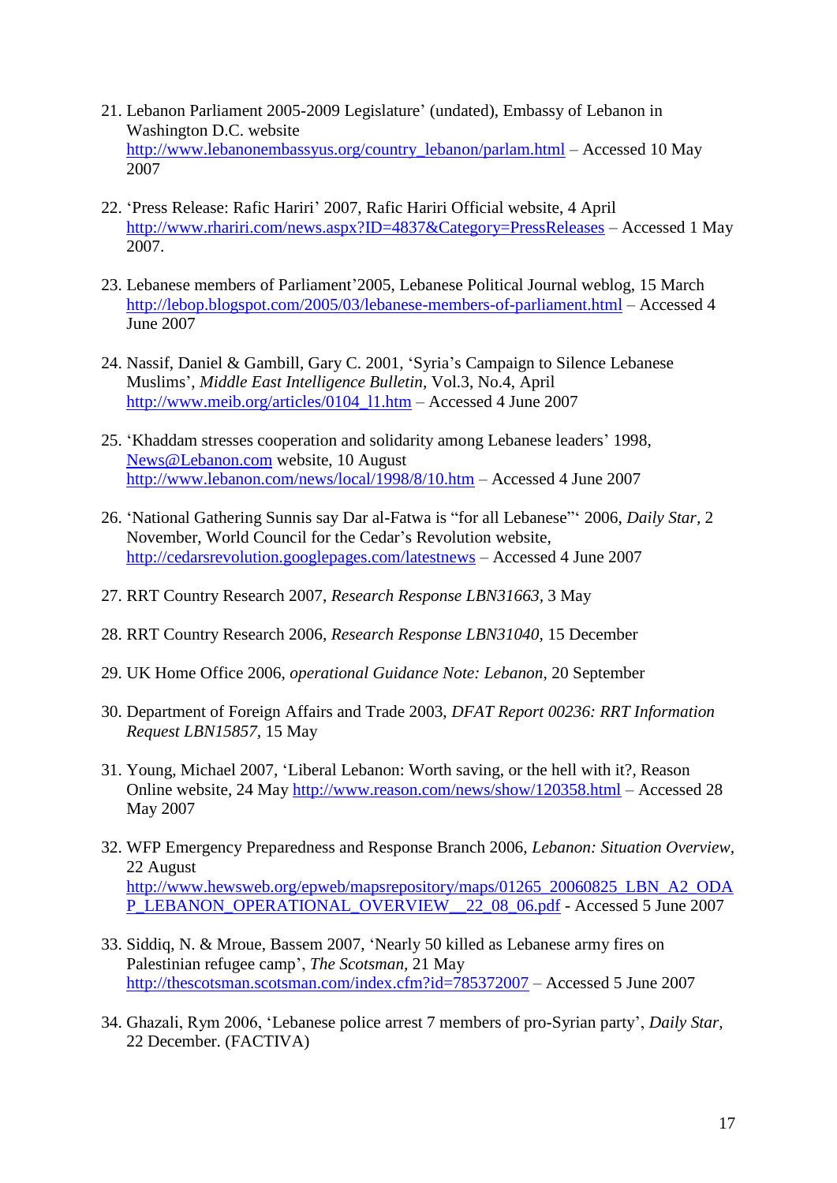21. Lebanon Parliament 2005-2009 Legislature' (undated), Embassy of Lebanon in Washington D.C. website http://www.lebanonembassyus.org/country_lebanon/parlam.html – Accessed 10 May 2007

22. 'Press Release: Rafic Hariri' 2007, Rafic Hariri Official website, 4 April http://www.rhariri.com/news.aspx?ID=4837&Category=PressReleases – Accessed 1 May 2007.

23. Lebanese members of Parliament'2005, Lebanese Political Journal weblog, 15 March http://lebop.blogspot.com/2005/03/lebanese-members-of-parliament.html – Accessed 4 June 2007

24. Nassif, Daniel & Gambill, Gary C. 2001, 'Syria's Campaign to Silence Lebanese Muslims', *Middle East Intelligence Bulletin*, Vol.3, No.4, April http://www.meib.org/articles/0104_l1.htm – Accessed 4 June 2007

25. 'Khaddam stresses cooperation and solidarity among Lebanese leaders' 1998, News@Lebanon.com website, 10 August http://www.lebanon.com/news/local/1998/8/10.htm – Accessed 4 June 2007

26. 'National Gathering Sunnis say Dar al-Fatwa is "for all Lebanese"' 2006, *Daily Star*, 2 November, World Council for the Cedar's Revolution website, http://cedarsrevolution.googlepages.com/latestnews – Accessed 4 June 2007

27. RRT Country Research 2007, *Research Response LBN31663*, 3 May

28. RRT Country Research 2006, *Research Response LBN31040*, 15 December

29. UK Home Office 2006, *operational Guidance Note: Lebanon*, 20 September

30. Department of Foreign Affairs and Trade 2003, *DFAT Report 00236: RRT Information Request LBN15857*, 15 May

31. Young, Michael 2007, 'Liberal Lebanon: Worth saving, or the hell with it?, Reason Online website, 24 May http://www.reason.com/news/show/120358.html – Accessed 28 May 2007

32. WFP Emergency Preparedness and Response Branch 2006, *Lebanon: Situation Overview*, 22 August http://www.hewsweb.org/epweb/mapsrepository/maps/01265_20060825_LBN_A2_ODAP_LEBANON_OPERATIONAL_OVERVIEW__22_08_06.pdf - Accessed 5 June 2007

33. Siddiq, N. & Mroue, Bassem 2007, 'Nearly 50 killed as Lebanese army fires on Palestinian refugee camp', *The Scotsman*, 21 May http://thescotsman.scotsman.com/index.cfm?id=785372007 – Accessed 5 June 2007

34. Ghazali, Rym 2006, 'Lebanese police arrest 7 members of pro-Syrian party', *Daily Star*, 22 December. (FACTIVA)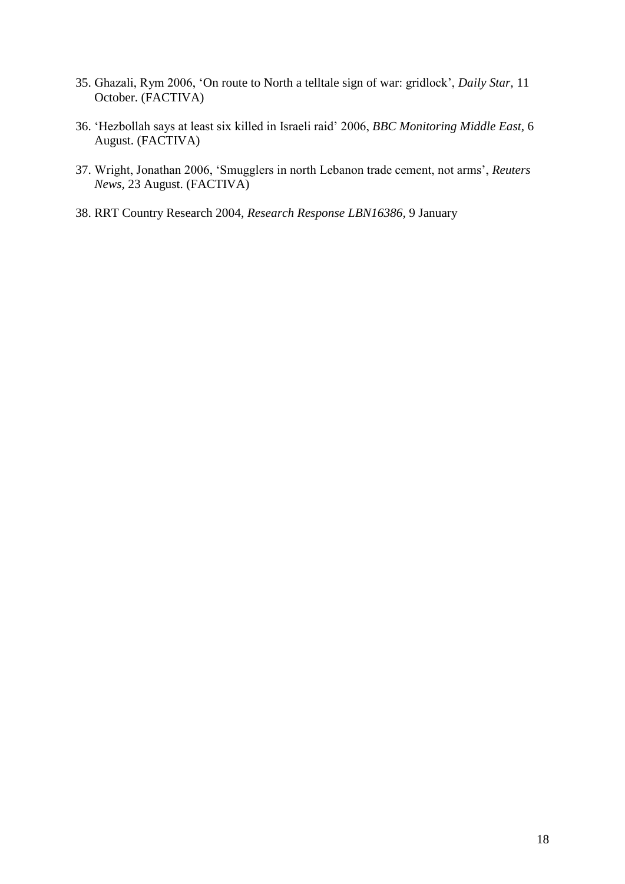35. Ghazali, Rym 2006, 'On route to North a telltale sign of war: gridlock', *Daily Star,* 11 October. (FACTIVA)

36. 'Hezbollah says at least six killed in Israeli raid' 2006, *BBC Monitoring Middle East,* 6 August. (FACTIVA)

37. Wright, Jonathan 2006, 'Smugglers in north Lebanon trade cement, not arms', *Reuters News,* 23 August. (FACTIVA)

38. RRT Country Research 2004, *Research Response LBN16386,* 9 January